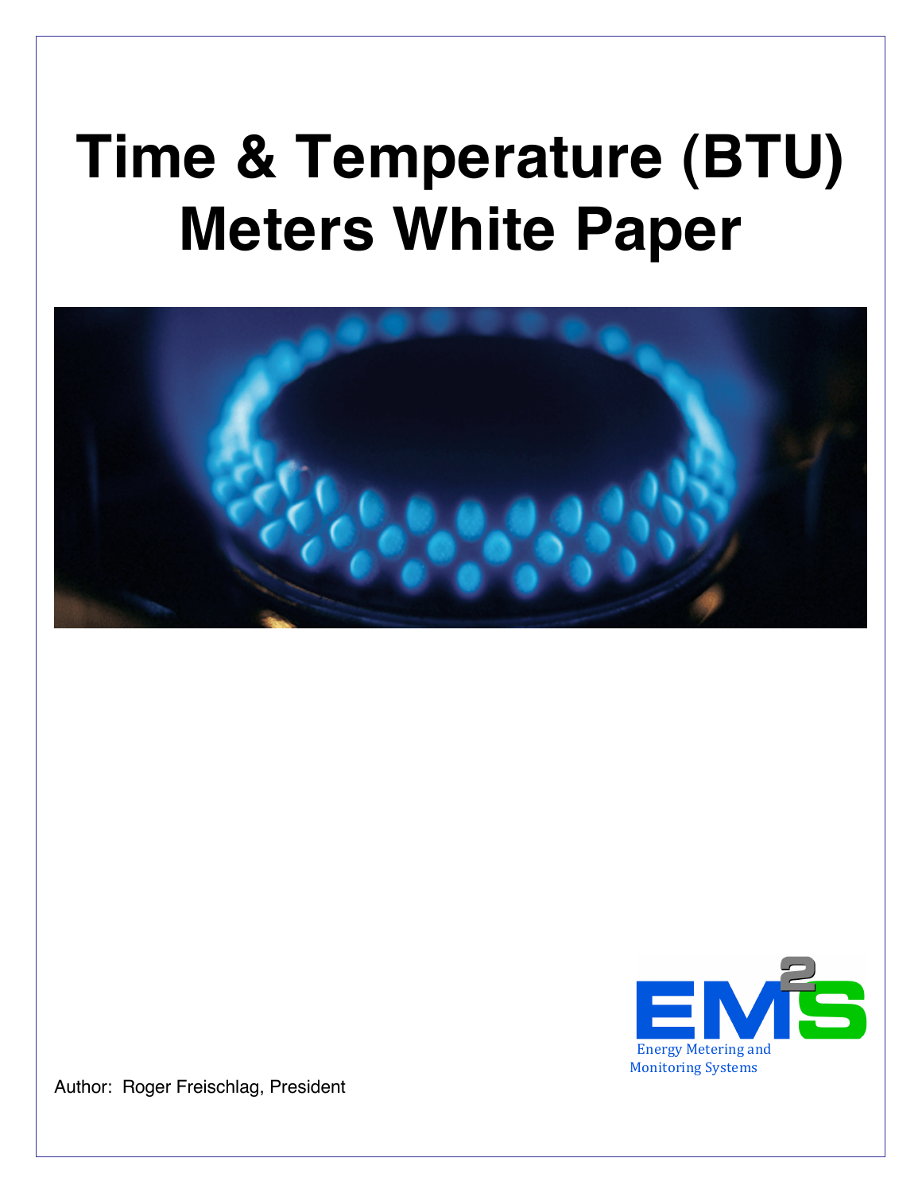# Time & Temperature (BTU) Meters White Paper

EMS² Energy Metering and Monitoring Systems

Author: Roger Freischlag, President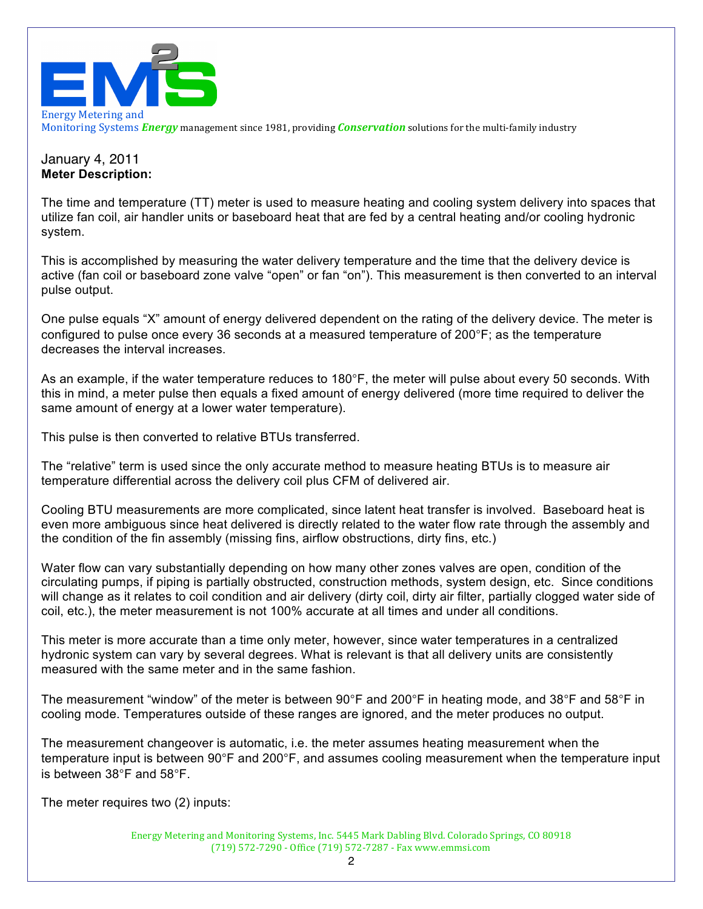January 4, 2011

**Meter Description:**

The time and temperature (TT) meter is used to measure heating and cooling system delivery into spaces that utilize fan coil, air handler units or baseboard heat that are fed by a central heating and/or cooling hydronic system.

This is accomplished by measuring the water delivery temperature and the time that the delivery device is active (fan coil or baseboard zone valve "open" or fan "on"). This measurement is then converted to an interval pulse output.

One pulse equals "X" amount of energy delivered dependent on the rating of the delivery device. The meter is configured to pulse once every 36 seconds at a measured temperature of 200°F; as the temperature decreases the interval increases.

As an example, if the water temperature reduces to 180°F, the meter will pulse about every 50 seconds. With this in mind, a meter pulse then equals a fixed amount of energy delivered (more time required to deliver the same amount of energy at a lower water temperature).

This pulse is then converted to relative BTUs transferred.

The "relative" term is used since the only accurate method to measure heating BTUs is to measure air temperature differential across the delivery coil plus CFM of delivered air.

Cooling BTU measurements are more complicated, since latent heat transfer is involved. Baseboard heat is even more ambiguous since heat delivered is directly related to the water flow rate through the assembly and the condition of the fin assembly (missing fins, airflow obstructions, dirty fins, etc.)

Water flow can vary substantially depending on how many other zones valves are open, condition of the circulating pumps, if piping is partially obstructed, construction methods, system design, etc. Since conditions will change as it relates to coil condition and air delivery (dirty coil, dirty air filter, partially clogged water side of coil, etc.), the meter measurement is not 100% accurate at all times and under all conditions.

This meter is more accurate than a time only meter, however, since water temperatures in a centralized hydronic system can vary by several degrees. What is relevant is that all delivery units are consistently measured with the same meter and in the same fashion.

The measurement "window" of the meter is between 90°F and 200°F in heating mode, and 38°F and 58°F in cooling mode. Temperatures outside of these ranges are ignored, and the meter produces no output.

The measurement changeover is automatic, i.e. the meter assumes heating measurement when the temperature input is between 90°F and 200°F, and assumes cooling measurement when the temperature input is between 38°F and 58°F.

The meter requires two (2) inputs: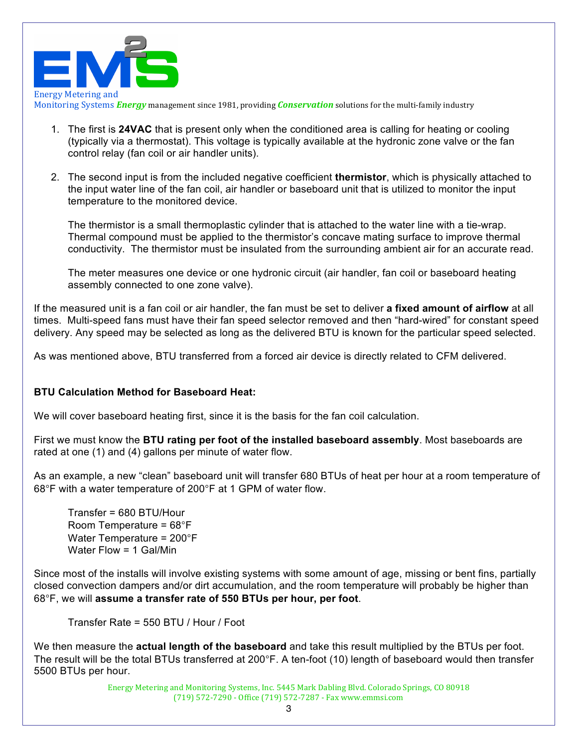1. The first is **24VAC** that is present only when the conditioned area is calling for heating or cooling (typically via a thermostat). This voltage is typically available at the hydronic zone valve or the fan control relay (fan coil or air handler units).

2. The second input is from the included negative coefficient **thermistor**, which is physically attached to the input water line of the fan coil, air handler or baseboard unit that is utilized to monitor the input temperature to the monitored device.

   The thermistor is a small thermoplastic cylinder that is attached to the water line with a tie-wrap. Thermal compound must be applied to the thermistor's concave mating surface to improve thermal conductivity. The thermistor must be insulated from the surrounding ambient air for an accurate read.

   The meter measures one device or one hydronic circuit (air handler, fan coil or baseboard heating assembly connected to one zone valve).

If the measured unit is a fan coil or air handler, the fan must be set to deliver **a fixed amount of airflow** at all times. Multi-speed fans must have their fan speed selector removed and then "hard-wired" for constant speed delivery. Any speed may be selected as long as the delivered BTU is known for the particular speed selected.

As was mentioned above, BTU transferred from a forced air device is directly related to CFM delivered.

**BTU Calculation Method for Baseboard Heat:**

We will cover baseboard heating first, since it is the basis for the fan coil calculation.

First we must know the **BTU rating per foot of the installed baseboard assembly**. Most baseboards are rated at one (1) and (4) gallons per minute of water flow.

As an example, a new "clean" baseboard unit will transfer 680 BTUs of heat per hour at a room temperature of 68°F with a water temperature of 200°F at 1 GPM of water flow.

Transfer = 680 BTU/Hour
Room Temperature = 68°F
Water Temperature = 200°F
Water Flow = 1 Gal/Min

Since most of the installs will involve existing systems with some amount of age, missing or bent fins, partially closed convection dampers and/or dirt accumulation, and the room temperature will probably be higher than 68°F, we will **assume a transfer rate of 550 BTUs per hour, per foot**.

Transfer Rate = 550 BTU / Hour / Foot

We then measure the **actual length of the baseboard** and take this result multiplied by the BTUs per foot. The result will be the total BTUs transferred at 200°F. A ten-foot (10) length of baseboard would then transfer 5500 BTUs per hour.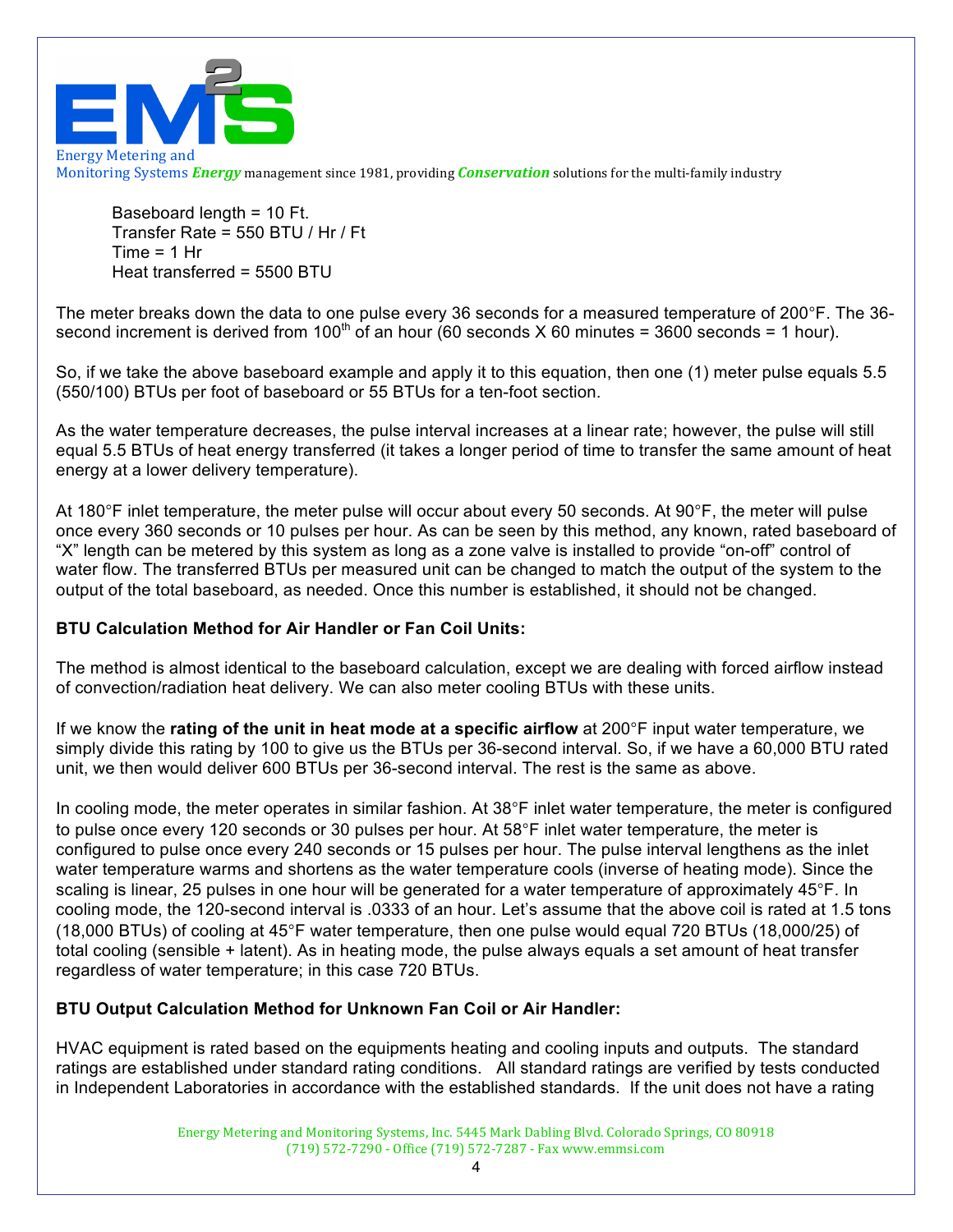Baseboard length = 10 Ft.
Transfer Rate = 550 BTU / Hr / Ft
Time = 1 Hr
Heat transferred = 5500 BTU

The meter breaks down the data to one pulse every 36 seconds for a measured temperature of 200°F. The 36-second increment is derived from 100$^{th}$ of an hour (60 seconds X 60 minutes = 3600 seconds = 1 hour).

So, if we take the above baseboard example and apply it to this equation, then one (1) meter pulse equals 5.5 (550/100) BTUs per foot of baseboard or 55 BTUs for a ten-foot section.

As the water temperature decreases, the pulse interval increases at a linear rate; however, the pulse will still equal 5.5 BTUs of heat energy transferred (it takes a longer period of time to transfer the same amount of heat energy at a lower delivery temperature).

At 180°F inlet temperature, the meter pulse will occur about every 50 seconds. At 90°F, the meter will pulse once every 360 seconds or 10 pulses per hour. As can be seen by this method, any known, rated baseboard of "X" length can be metered by this system as long as a zone valve is installed to provide "on-off" control of water flow. The transferred BTUs per measured unit can be changed to match the output of the system to the output of the total baseboard, as needed. Once this number is established, it should not be changed.

**BTU Calculation Method for Air Handler or Fan Coil Units:**

The method is almost identical to the baseboard calculation, except we are dealing with forced airflow instead of convection/radiation heat delivery. We can also meter cooling BTUs with these units.

If we know the **rating of the unit in heat mode at a specific airflow** at 200°F input water temperature, we simply divide this rating by 100 to give us the BTUs per 36-second interval. So, if we have a 60,000 BTU rated unit, we then would deliver 600 BTUs per 36-second interval. The rest is the same as above.

In cooling mode, the meter operates in similar fashion. At 38°F inlet water temperature, the meter is configured to pulse once every 120 seconds or 30 pulses per hour. At 58°F inlet water temperature, the meter is configured to pulse once every 240 seconds or 15 pulses per hour. The pulse interval lengthens as the inlet water temperature warms and shortens as the water temperature cools (inverse of heating mode). Since the scaling is linear, 25 pulses in one hour will be generated for a water temperature of approximately 45°F. In cooling mode, the 120-second interval is .0333 of an hour. Let's assume that the above coil is rated at 1.5 tons (18,000 BTUs) of cooling at 45°F water temperature, then one pulse would equal 720 BTUs (18,000/25) of total cooling (sensible + latent). As in heating mode, the pulse always equals a set amount of heat transfer regardless of water temperature; in this case 720 BTUs.

**BTU Output Calculation Method for Unknown Fan Coil or Air Handler:**

HVAC equipment is rated based on the equipments heating and cooling inputs and outputs. The standard ratings are established under standard rating conditions. All standard ratings are verified by tests conducted in Independent Laboratories in accordance with the established standards. If the unit does not have a rating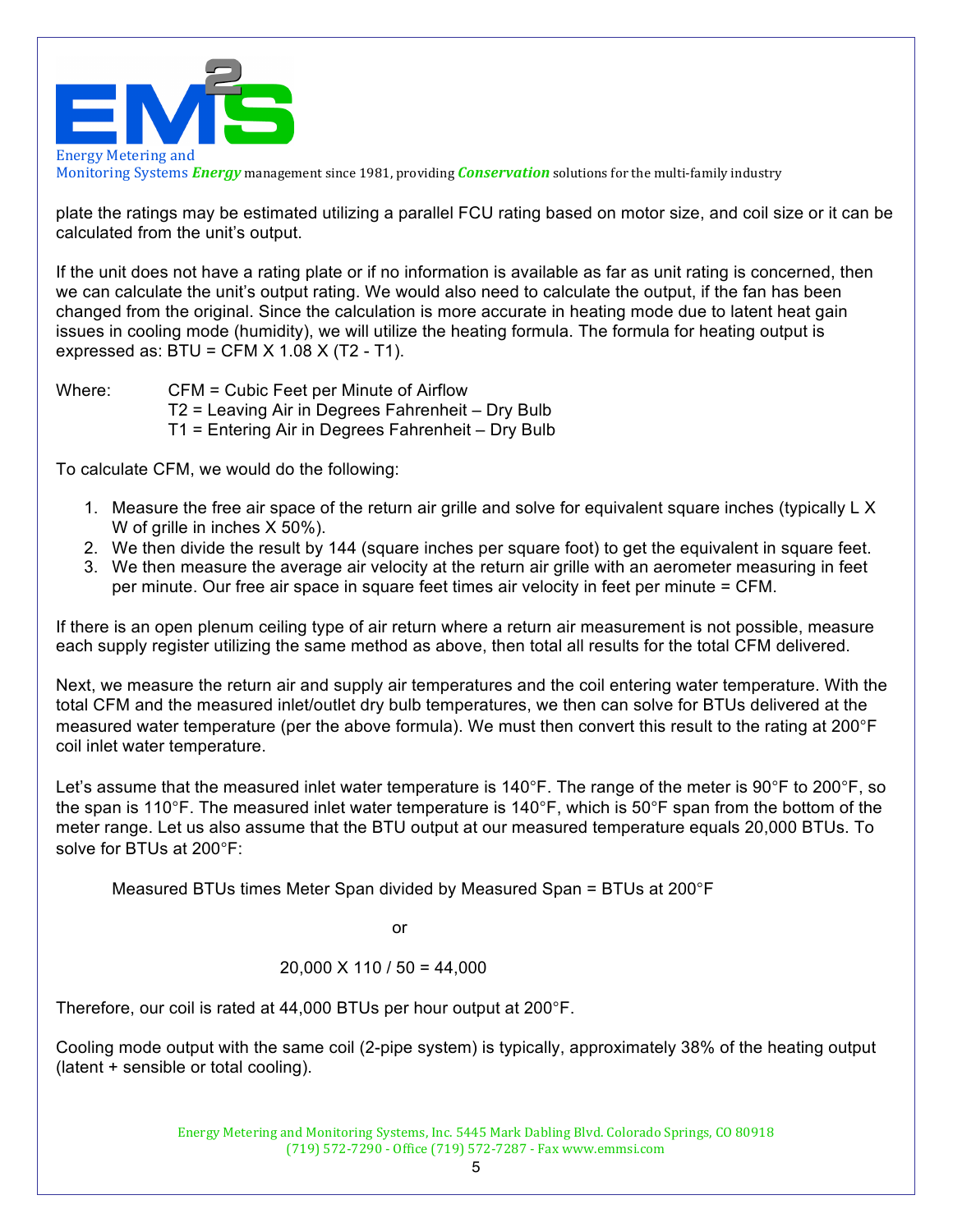plate the ratings may be estimated utilizing a parallel FCU rating based on motor size, and coil size or it can be calculated from the unit's output.

If the unit does not have a rating plate or if no information is available as far as unit rating is concerned, then we can calculate the unit's output rating. We would also need to calculate the output, if the fan has been changed from the original. Since the calculation is more accurate in heating mode due to latent heat gain issues in cooling mode (humidity), we will utilize the heating formula. The formula for heating output is expressed as: $BTU = CFM \times 1.08 \times (T2 - T1)$.

Where:
- CFM = Cubic Feet per Minute of Airflow
- T2 = Leaving Air in Degrees Fahrenheit – Dry Bulb
- T1 = Entering Air in Degrees Fahrenheit – Dry Bulb

To calculate CFM, we would do the following:

1. Measure the free air space of the return air grille and solve for equivalent square inches (typically L X W of grille in inches X 50%).
2. We then divide the result by 144 (square inches per square foot) to get the equivalent in square feet.
3. We then measure the average air velocity at the return air grille with an aerometer measuring in feet per minute. Our free air space in square feet times air velocity in feet per minute = CFM.

If there is an open plenum ceiling type of air return where a return air measurement is not possible, measure each supply register utilizing the same method as above, then total all results for the total CFM delivered.

Next, we measure the return air and supply air temperatures and the coil entering water temperature. With the total CFM and the measured inlet/outlet dry bulb temperatures, we then can solve for BTUs delivered at the measured water temperature (per the above formula). We must then convert this result to the rating at 200°F coil inlet water temperature.

Let's assume that the measured inlet water temperature is 140°F. The range of the meter is 90°F to 200°F, so the span is 110°F. The measured inlet water temperature is 140°F, which is 50°F span from the bottom of the meter range. Let us also assume that the BTU output at our measured temperature equals 20,000 BTUs. To solve for BTUs at 200°F:

Measured BTUs times Meter Span divided by Measured Span = BTUs at 200°F

or

$$20{,}000 \times 110 / 50 = 44{,}000$$

Therefore, our coil is rated at 44,000 BTUs per hour output at 200°F.

Cooling mode output with the same coil (2-pipe system) is typically, approximately 38% of the heating output (latent + sensible or total cooling).